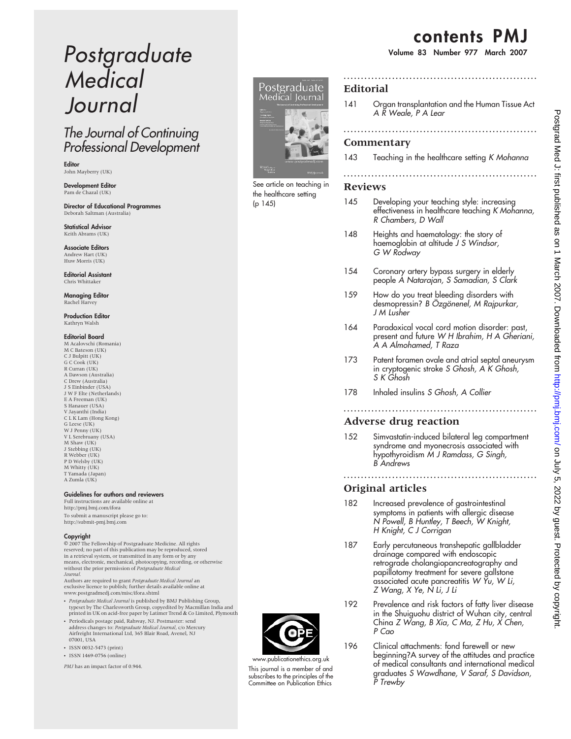# Postgraduate Medical Journal

## The Journal of Continuing Professional Development

**Editor**
John Mayberry (UK)

**Development Editor**
Pam de Chazal (UK)

**Director of Educational Programmes**
Deborah Saltman (Australia)

**Statistical Advisor**
Keith Abrams (UK)

**Associate Editors**
Andrew Hart (UK)
Huw Morris (UK)

**Editorial Assistant**
Chris Whittaker

**Managing Editor**
Rachel Harvey

**Production Editor**
Kathryn Walsh

**Editorial Board**
M Acalovschi (Romania)
M C Bateson (UK)
C J Bulpitt (UK)
G C Cook (UK)
R Curran (UK)
A Dawson (Australia)
C Drew (Australia)
J S Einbinder (USA)
J W F Elte (Netherlands)
E A Freeman (UK)
S Hanauer (USA)
V Jayanthi (India)
C L K Lam (Hong Kong)
G Leese (UK)
W J Penny (UK)
V L Serebruany (USA)
M Shaw (UK)
J Stebbing (UK)
R Webber (UK)
P D Welsby (UK)
M Whitty (UK)
T Yamada (Japan)
A Zumla (UK)

**Guidelines for authors and reviewers**
Full instructions are available online at
http://pmj.bmj.com/ifora
To submit a manuscript please go to:
http://submit-pmj.bmj.com

**Copyright**
© 2007 The Fellowship of Postgraduate Medicine. All rights reserved; no part of this publication may be reproduced, stored in a retrieval system, or transmitted in any form or by any means, electronic, mechanical, photocopying, recording, or otherwise without the prior permission of *Postgraduate Medical Journal*.
Authors are required to grant *Postgraduate Medical Journal* an exclusive licence to publish; further details available online at www.postgradmedj.com/misc/ifora.shtml

- *Postgraduate Medical Journal* is published by BMJ Publishing Group, typeset by The Charlesworth Group, copyedited by Macmillan India and printed in UK on acid-free paper by Latimer Trend & Co Limited, Plymouth
- Periodicals postage paid, Rahway, NJ. Postmaster: send address changes to: *Postgraduate Medical Journal*, c/o Mercury Airfreight International Ltd, 365 Blair Road, Avenel, NJ 07001, USA
- ISSN 0032-5473 (print)
- ISSN 1469-0756 (online)

*PMJ* has an impact factor of 0.944.

See article on teaching in the healthcare setting (p 145)

www.publicationethics.org.uk
This journal is a member of and subscribes to the principles of the Committee on Publication Ethics

# contents PMJ

**Volume 83 Number 977 March 2007**

## Editorial

141 Organ transplantation and the Human Tissue Act *A R Weale, P A Lear*

## Commentary

143 Teaching in the healthcare setting *K Mohanna*

## Reviews

145 Developing your teaching style: increasing effectiveness in healthcare teaching *K Mohanna, R Chambers, D Wall*

148 Heights and haematology: the story of haemoglobin at altitude *J S Windsor, G W Rodway*

154 Coronary artery bypass surgery in elderly people *A Natarajan, S Samadian, S Clark*

159 How do you treat bleeding disorders with desmopressin? *B Özgönenel, M Rajpurkar, J M Lusher*

164 Paradoxical vocal cord motion disorder: past, present and future *W H Ibrahim, H A Gheriani, A A Almohamed, T Raza*

173 Patent foramen ovale and atrial septal aneurysm in cryptogenic stroke *S Ghosh, A K Ghosh, S K Ghosh*

178 Inhaled insulins *S Ghosh, A Collier*

## Adverse drug reaction

152 Simvastatin-induced bilateral leg compartment syndrome and myonecrosis associated with hypothyroidism *M J Ramdass, G Singh, B Andrews*

## Original articles

182 Increased prevalence of gastrointestinal symptoms in patients with allergic disease *N Powell, B Huntley, T Beech, W Knight, H Knight, C J Corrigan*

187 Early percutaneous transhepatic gallbladder drainage compared with endoscopic retrograde cholangiopancreatography and papillotomy treatment for severe gallstone associated acute pancreatitis *W Yu, W Li, Z Wang, X Ye, N Li, J Li*

192 Prevalence and risk factors of fatty liver disease in the Shuiguohu district of Wuhan city, central China *Z Wang, B Xia, C Ma, Z Hu, X Chen, P Cao*

196 Clinical attachments: fond farewell or new beginning?A survey of the attitudes and practice of medical consultants and international medical graduates *S Wawdhane, V Saraf, S Davidson, P Trewby*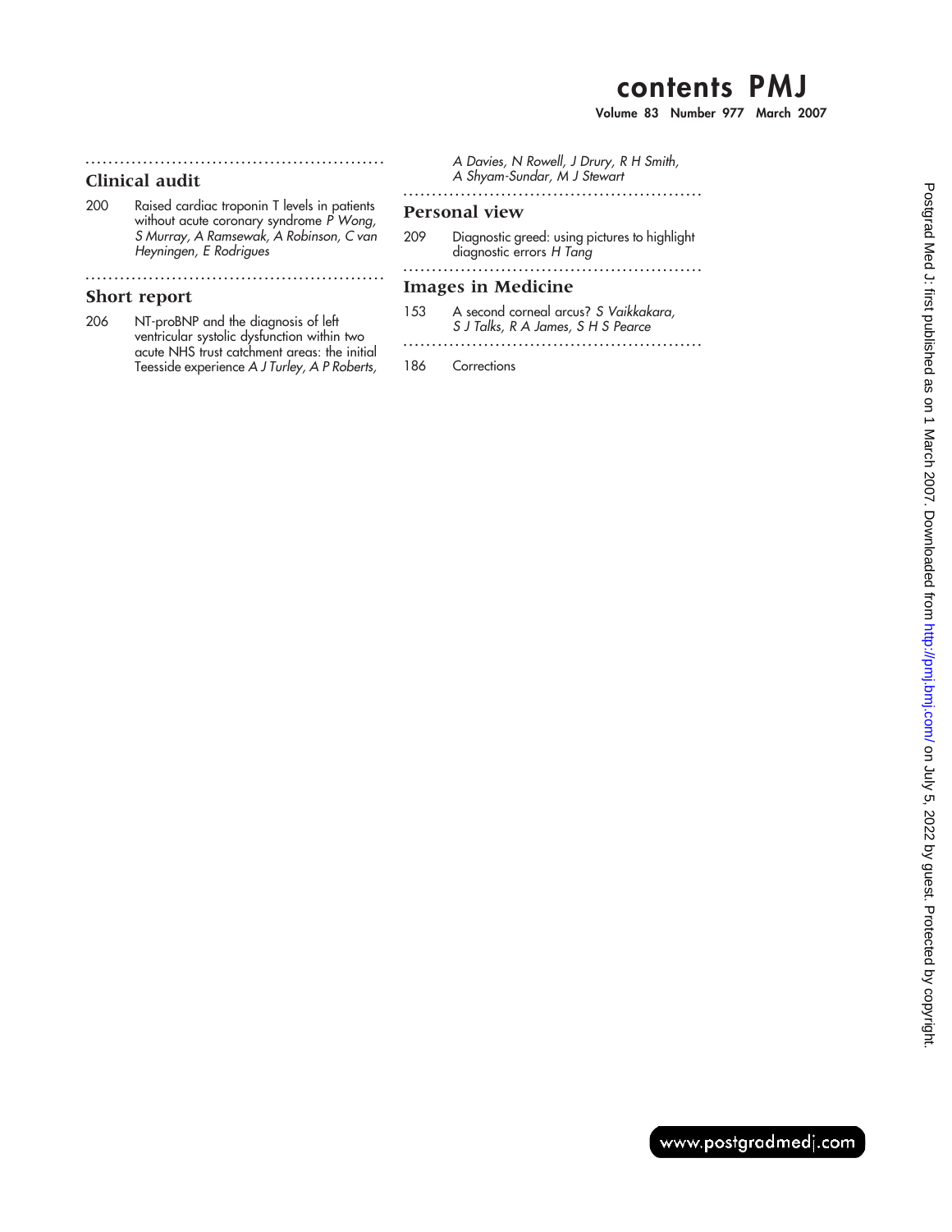## Clinical audit

200 Raised cardiac troponin T levels in patients without acute coronary syndrome *P Wong, S Murray, A Ramsewak, A Robinson, C van Heyningen, E Rodrigues*

## Short report

206 NT-proBNP and the diagnosis of left ventricular systolic dysfunction within two acute NHS trust catchment areas: the initial Teesside experience *A J Turley, A P Roberts, A Davies, N Rowell, J Drury, R H Smith, A Shyam-Sundar, M J Stewart*

## Personal view

209 Diagnostic greed: using pictures to highlight diagnostic errors *H Tang*

## Images in Medicine

153 A second corneal arcus? *S Vaikkakara, S J Talks, R A James, S H S Pearce*

186 Corrections